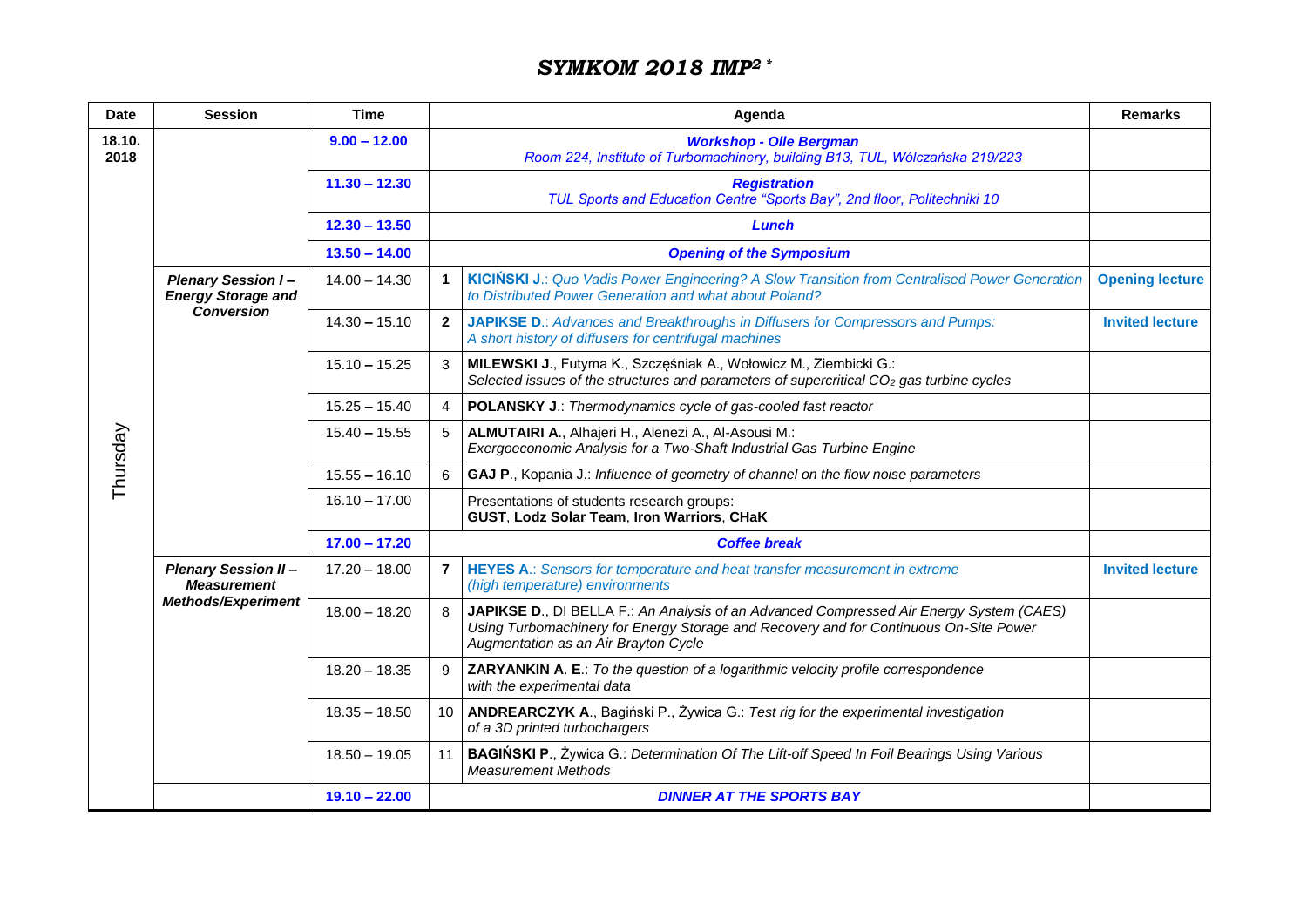# *SYMKOM 2018 IMP² \**

| Date | Session | Time | | Agenda | Remarks |
|---|---|---|---|---|---|
| 18.10. 2018 Thursday | | **9.00 – 12.00** | | ***Workshop - Olle Bergman*** *Room 224, Institute of Turbomachinery, building B13, TUL, Wólczańska 219/223* | |
| | | **11.30 – 12.30** | | ***Registration*** *TUL Sports and Education Centre "Sports Bay", 2nd floor, Politechniki 10* | |
| | | **12.30 – 13.50** | | ***Lunch*** | |
| | | **13.50 – 14.00** | | ***Opening of the Symposium*** | |
| | ***Plenary Session I – Energy Storage and Conversion*** | 14.00 – 14.30 | **1** | **KICIŃSKI J**.: *Quo Vadis Power Engineering? A Slow Transition from Centralised Power Generation to Distributed Power Generation and what about Poland?* | **Opening lecture** |
| | | 14.30 – 15.10 | **2** | **JAPIKSE D**.: *Advances and Breakthroughs in Diffusers for Compressors and Pumps: A short history of diffusers for centrifugal machines* | **Invited lecture** |
| | | 15.10 – 15.25 | 3 | **MILEWSKI J**., Futyma K., Szczęśniak A., Wołowicz M., Ziembicki G.: *Selected issues of the structures and parameters of supercritical $CO_2$ gas turbine cycles* | |
| | | 15.25 – 15.40 | 4 | **POLANSKY J**.: *Thermodynamics cycle of gas-cooled fast reactor* | |
| | | 15.40 – 15.55 | 5 | **ALMUTAIRI A**., Alhajeri H., Alenezi A., Al-Asousi M.: *Exergoeconomic Analysis for a Two-Shaft Industrial Gas Turbine Engine* | |
| | | 15.55 – 16.10 | 6 | **GAJ P**., Kopania J.: *Influence of geometry of channel on the flow noise parameters* | |
| | | 16.10 – 17.00 | | Presentations of students research groups: **GUST**, **Lodz Solar Team**, **Iron Warriors**, **CHaK** | |
| | | **17.00 – 17.20** | | ***Coffee break*** | |
| | ***Plenary Session II – Measurement Methods/Experiment*** | 17.20 – 18.00 | **7** | **HEYES A**.: *Sensors for temperature and heat transfer measurement in extreme (high temperature) environments* | **Invited lecture** |
| | | 18.00 – 18.20 | 8 | **JAPIKSE D**., DI BELLA F.: *An Analysis of an Advanced Compressed Air Energy System (CAES) Using Turbomachinery for Energy Storage and Recovery and for Continuous On-Site Power Augmentation as an Air Brayton Cycle* | |
| | | 18.20 – 18.35 | 9 | **ZARYANKIN A**. **E**.: *To the question of a logarithmic velocity profile correspondence with the experimental data* | |
| | | 18.35 – 18.50 | 10 | **ANDREARCZYK A**., Bagiński P., Żywica G.: *Test rig for the experimental investigation of a 3D printed turbochargers* | |
| | | 18.50 – 19.05 | 11 | **BAGIŃSKI P**., Żywica G.: *Determination Of The Lift-off Speed In Foil Bearings Using Various Measurement Methods* | |
| | | **19.10 – 22.00** | | ***DINNER AT THE SPORTS BAY*** | |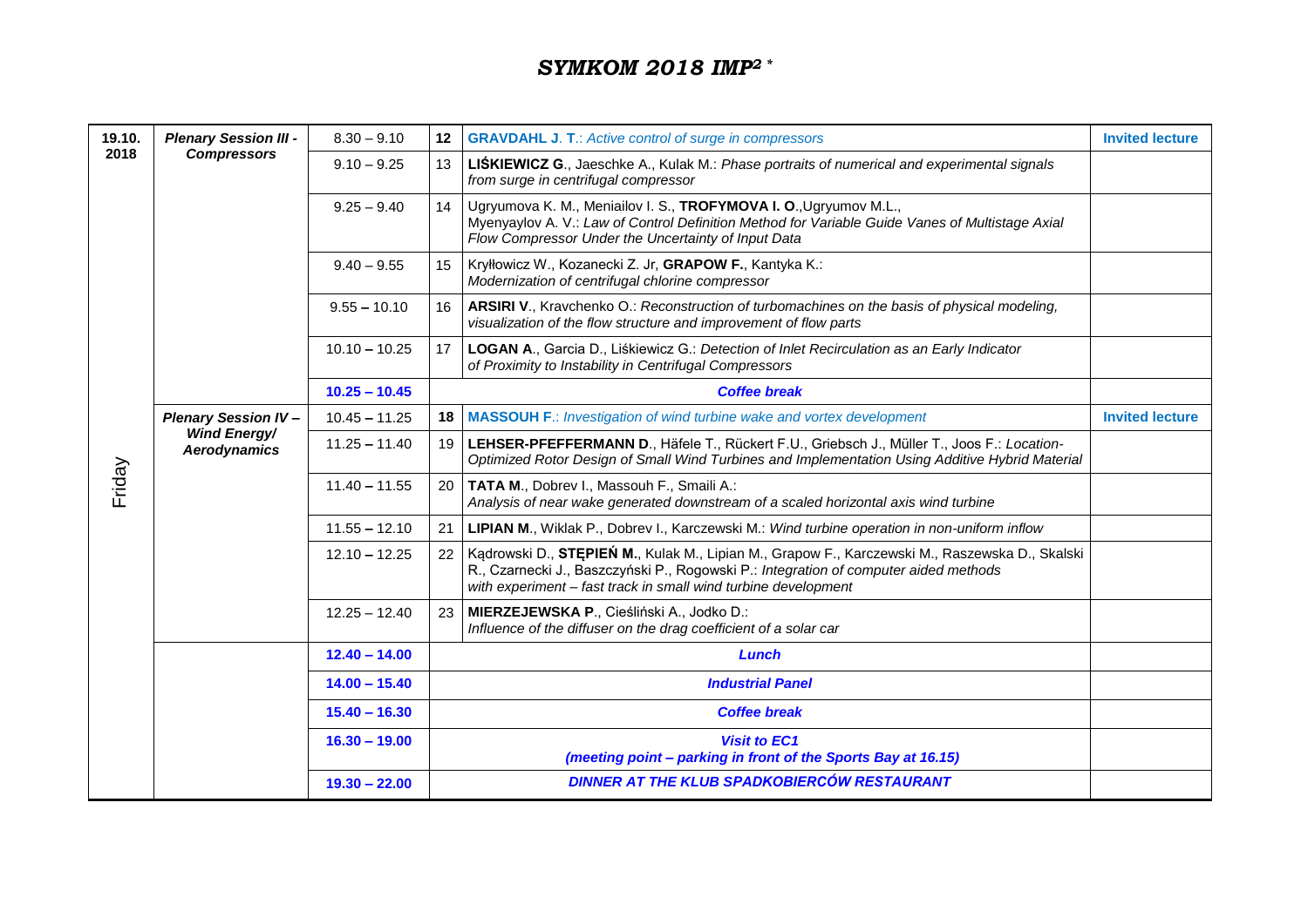# *SYMKOM 2018 IMP² **

| 19.10. 2018 | ***Plenary Session III - Compressors*** | 8.30 – 9.10 | **12** | **GRAVDAHL J. T.**: *Active control of surge in compressors* | **Invited lecture** |
|---|---|---|---|---|---|
| | | 9.10 – 9.25 | 13 | **LIŚKIEWICZ G**., Jaeschke A., Kulak M.: *Phase portraits of numerical and experimental signals from surge in centrifugal compressor* | |
| | | 9.25 – 9.40 | 14 | Ugryumova K. M., Meniailov I. S., **TROFYMOVA I. O**.,Ugryumov M.L., Myenyaylov A. V.: *Law of Control Definition Method for Variable Guide Vanes of Multistage Axial Flow Compressor Under the Uncertainty of Input Data* | |
| | | 9.40 – 9.55 | 15 | Kryłłowicz W., Kozanecki Z. Jr, **GRAPOW F.**, Kantyka K.: *Modernization of centrifugal chlorine compressor* | |
| | | 9.55 – 10.10 | 16 | **ARSIRI V**., Kravchenko O.: *Reconstruction of turbomachines on the basis of physical modeling, visualization of the flow structure and improvement of flow parts* | |
| | | 10.10 – 10.25 | 17 | **LOGAN A**., Garcia D., Liśkiewicz G.: *Detection of Inlet Recirculation as an Early Indicator of Proximity to Instability in Centrifugal Compressors* | |
| | | **10.25 – 10.45** | | ***Coffee break*** | |
| | ***Plenary Session IV – Wind Energy/ Aerodynamics*** | 10.45 – 11.25 | **18** | **MASSOUH F**.: *Investigation of wind turbine wake and vortex development* | **Invited lecture** |
| | | 11.25 – 11.40 | 19 | **LEHSER-PFEFFERMANN D**., Häfele T., Rückert F.U., Griebsch J., Müller T., Joos F.: *Location-Optimized Rotor Design of Small Wind Turbines and Implementation Using Additive Hybrid Material* | |
| Friday | | 11.40 – 11.55 | 20 | **TATA M**., Dobrev I., Massouh F., Smaili A.: *Analysis of near wake generated downstream of a scaled horizontal axis wind turbine* | |
| | | 11.55 – 12.10 | 21 | **LIPIAN M**., Wiklak P., Dobrev I., Karczewski M.: *Wind turbine operation in non-uniform inflow* | |
| | | 12.10 – 12.25 | 22 | Kądrowski D., **STĘPIEŃ M.**, Kulak M., Lipian M., Grapow F., Karczewski M., Raszewska D., Skalski R., Czarnecki J., Baszczyński P., Rogowski P.: *Integration of computer aided methods with experiment – fast track in small wind turbine development* | |
| | | 12.25 – 12.40 | 23 | **MIERZEJEWSKA P**., Cieśliński A., Jodko D.: *Influence of the diffuser on the drag coefficient of a solar car* | |
| | | **12.40 – 14.00** | | ***Lunch*** | |
| | | **14.00 – 15.40** | | ***Industrial Panel*** | |
| | | **15.40 – 16.30** | | ***Coffee break*** | |
| | | **16.30 – 19.00** | | ***Visit to EC1 (meeting point – parking in front of the Sports Bay at 16.15)*** | |
| | | **19.30 – 22.00** | | ***DINNER AT THE KLUB SPADKOBIERCÓW RESTAURANT*** | |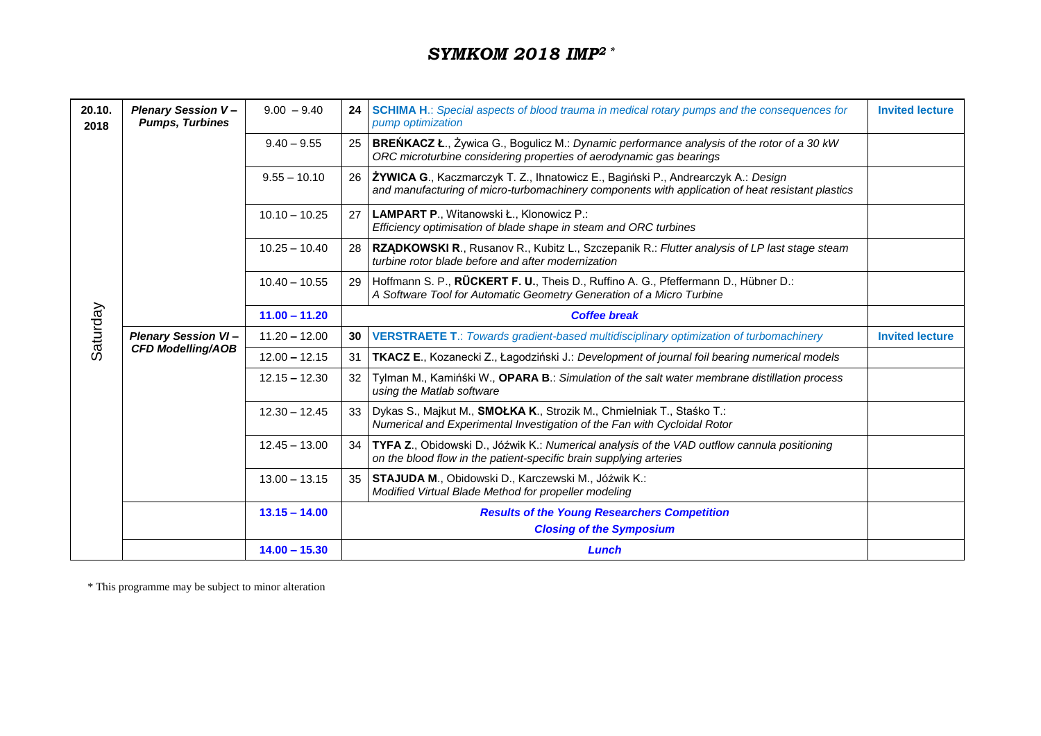# *SYMKOM 2018 IMP² \**

| | | | | | |
|---|---|---|---|---|---|
| **20.10. 2018** Saturday | ***Plenary Session V – Pumps, Turbines*** | 9.00 – 9.40 | **24** | **SCHIMA H**.: *Special aspects of blood trauma in medical rotary pumps and the consequences for pump optimization* | **Invited lecture** |
| | | 9.40 – 9.55 | 25 | **BREŃKACZ Ł**., Żywica G., Bogulicz M.: *Dynamic performance analysis of the rotor of a 30 kW ORC microturbine considering properties of aerodynamic gas bearings* | |
| | | 9.55 – 10.10 | 26 | **ŻYWICA G**., Kaczmarczyk T. Z., Ihnatowicz E., Bagiński P., Andrearczyk A.: *Design and manufacturing of micro-turbomachinery components with application of heat resistant plastics* | |
| | | 10.10 – 10.25 | 27 | **LAMPART P**., Witanowski Ł., Klonowicz P.: *Efficiency optimisation of blade shape in steam and ORC turbines* | |
| | | 10.25 – 10.40 | 28 | **RZĄDKOWSKI R**., Rusanov R., Kubitz L., Szczepanik R.: *Flutter analysis of LP last stage steam turbine rotor blade before and after modernization* | |
| | | 10.40 – 10.55 | 29 | Hoffmann S. P., **RÜCKERT F. U.**, Theis D., Ruffino A. G., Pfeffermann D., Hübner D.: *A Software Tool for Automatic Geometry Generation of a Micro Turbine* | |
| | | **11.00 – 11.20** | | ***Coffee break*** | |
| | ***Plenary Session VI – CFD Modelling/AOB*** | 11.20 – 12.00 | **30** | **VERSTRAETE T**.: *Towards gradient-based multidisciplinary optimization of turbomachinery* | **Invited lecture** |
| | | 12.00 – 12.15 | 31 | **TKACZ E**., Kozanecki Z., Łagodziński J.: *Development of journal foil bearing numerical models* | |
| | | 12.15 – 12.30 | 32 | Tylman M., Kamińśki W., **OPARA B**.: *Simulation of the salt water membrane distillation process using the Matlab software* | |
| | | 12.30 – 12.45 | 33 | Dykas S., Majkut M., **SMOŁKA K**., Strozik M., Chmielniak T., Staśko T.: *Numerical and Experimental Investigation of the Fan with Cycloidal Rotor* | |
| | | 12.45 – 13.00 | 34 | **TYFA Z**., Obidowski D., Jóźwik K.: *Numerical analysis of the VAD outflow cannula positioning on the blood flow in the patient-specific brain supplying arteries* | |
| | | 13.00 – 13.15 | 35 | **STAJUDA M**., Obidowski D., Karczewski M., Jóźwik K.: *Modified Virtual Blade Method for propeller modeling* | |
| | | **13.15 – 14.00** | | ***Results of the Young Researchers Competition*** ***Closing of the Symposium*** | |
| | | **14.00 – 15.30** | | ***Lunch*** | |

\* This programme may be subject to minor alteration